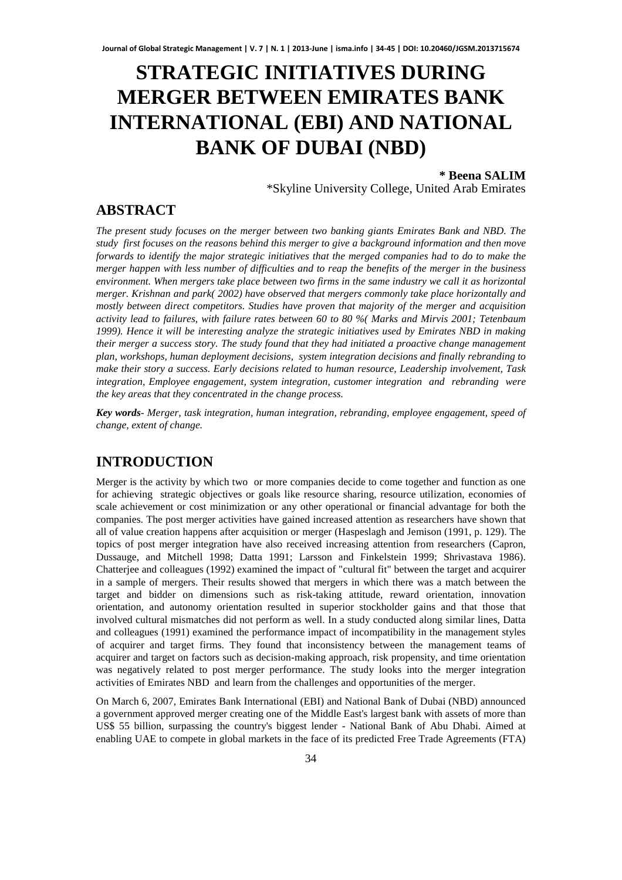# STRATEGIC INITIATIVES DURING MERGER BETWEEN EMIRATES BANK INTERNATIONAL (EBI) AND NATIONAL BANK OF DUBAI (NBD)

**\* Beena SALIM**

\*Skyline University College, United Arab Emirates

## ABSTRACT

*The present study focuses on the merger between two banking giants Emirates Bank and NBD. The study first focuses on the reasons behind this merger to give a background information and then move forwards to identify the major strategic initiatives that the merged companies had to do to make the merger happen with less number of difficulties and to reap the benefits of the merger in the business environment. When mergers take place between two firms in the same industry we call it as horizontal merger. Krishnan and park( 2002) have observed that mergers commonly take place horizontally and mostly between direct competitors. Studies have proven that majority of the merger and acquisition activity lead to failures, with failure rates between 60 to 80 %( Marks and Mirvis 2001; Tetenbaum 1999). Hence it will be interesting analyze the strategic initiatives used by Emirates NBD in making their merger a success story. The study found that they had initiated a proactive change management plan, workshops, human deployment decisions, system integration decisions and finally rebranding to make their story a success. Early decisions related to human resource, Leadership involvement, Task integration, Employee engagement, system integration, customer integration and rebranding were the key areas that they concentrated in the change process.*

***Key words****- Merger, task integration, human integration, rebranding, employee engagement, speed of change, extent of change.*

## INTRODUCTION

Merger is the activity by which two or more companies decide to come together and function as one for achieving strategic objectives or goals like resource sharing, resource utilization, economies of scale achievement or cost minimization or any other operational or financial advantage for both the companies. The post merger activities have gained increased attention as researchers have shown that all of value creation happens after acquisition or merger (Haspeslagh and Jemison (1991, p. 129). The topics of post merger integration have also received increasing attention from researchers (Capron, Dussauge, and Mitchell 1998; Datta 1991; Larsson and Finkelstein 1999; Shrivastava 1986). Chatterjee and colleagues (1992) examined the impact of "cultural fit" between the target and acquirer in a sample of mergers. Their results showed that mergers in which there was a match between the target and bidder on dimensions such as risk-taking attitude, reward orientation, innovation orientation, and autonomy orientation resulted in superior stockholder gains and that those that involved cultural mismatches did not perform as well. In a study conducted along similar lines, Datta and colleagues (1991) examined the performance impact of incompatibility in the management styles of acquirer and target firms. They found that inconsistency between the management teams of acquirer and target on factors such as decision-making approach, risk propensity, and time orientation was negatively related to post merger performance. The study looks into the merger integration activities of Emirates NBD and learn from the challenges and opportunities of the merger.

On March 6, 2007, Emirates Bank International (EBI) and National Bank of Dubai (NBD) announced a government approved merger creating one of the Middle East's largest bank with assets of more than US$ 55 billion, surpassing the country's biggest lender - National Bank of Abu Dhabi. Aimed at enabling UAE to compete in global markets in the face of its predicted Free Trade Agreements (FTA)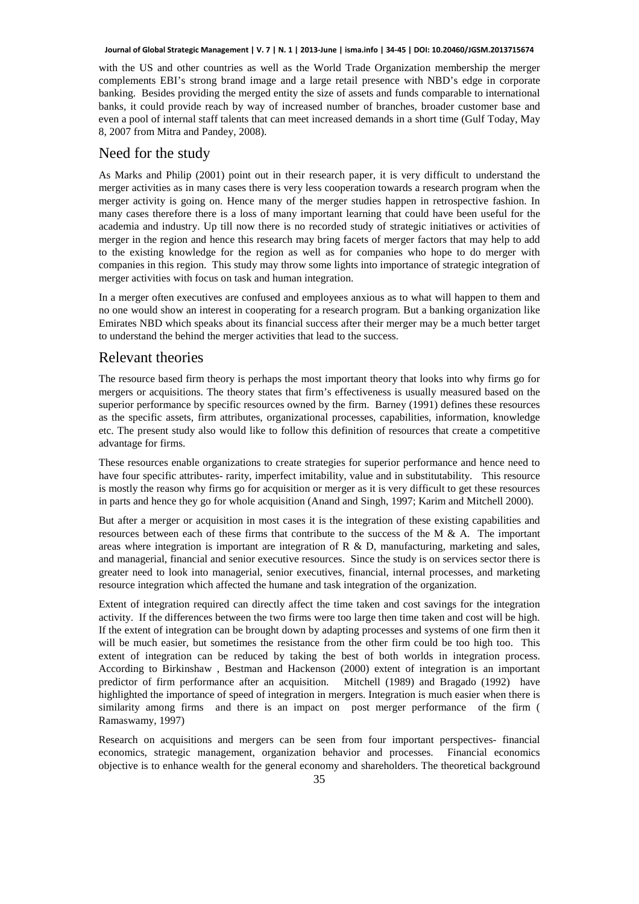with the US and other countries as well as the World Trade Organization membership the merger complements EBI's strong brand image and a large retail presence with NBD's edge in corporate banking. Besides providing the merged entity the size of assets and funds comparable to international banks, it could provide reach by way of increased number of branches, broader customer base and even a pool of internal staff talents that can meet increased demands in a short time (Gulf Today, May 8, 2007 from Mitra and Pandey, 2008).

## Need for the study

As Marks and Philip (2001) point out in their research paper, it is very difficult to understand the merger activities as in many cases there is very less cooperation towards a research program when the merger activity is going on. Hence many of the merger studies happen in retrospective fashion. In many cases therefore there is a loss of many important learning that could have been useful for the academia and industry. Up till now there is no recorded study of strategic initiatives or activities of merger in the region and hence this research may bring facets of merger factors that may help to add to the existing knowledge for the region as well as for companies who hope to do merger with companies in this region. This study may throw some lights into importance of strategic integration of merger activities with focus on task and human integration.

In a merger often executives are confused and employees anxious as to what will happen to them and no one would show an interest in cooperating for a research program. But a banking organization like Emirates NBD which speaks about its financial success after their merger may be a much better target to understand the behind the merger activities that lead to the success.

## Relevant theories

The resource based firm theory is perhaps the most important theory that looks into why firms go for mergers or acquisitions. The theory states that firm's effectiveness is usually measured based on the superior performance by specific resources owned by the firm. Barney (1991) defines these resources as the specific assets, firm attributes, organizational processes, capabilities, information, knowledge etc. The present study also would like to follow this definition of resources that create a competitive advantage for firms.

These resources enable organizations to create strategies for superior performance and hence need to have four specific attributes- rarity, imperfect imitability, value and in substitutability. This resource is mostly the reason why firms go for acquisition or merger as it is very difficult to get these resources in parts and hence they go for whole acquisition (Anand and Singh, 1997; Karim and Mitchell 2000).

But after a merger or acquisition in most cases it is the integration of these existing capabilities and resources between each of these firms that contribute to the success of the M & A. The important areas where integration is important are integration of R & D, manufacturing, marketing and sales, and managerial, financial and senior executive resources. Since the study is on services sector there is greater need to look into managerial, senior executives, financial, internal processes, and marketing resource integration which affected the humane and task integration of the organization.

Extent of integration required can directly affect the time taken and cost savings for the integration activity. If the differences between the two firms were too large then time taken and cost will be high. If the extent of integration can be brought down by adapting processes and systems of one firm then it will be much easier, but sometimes the resistance from the other firm could be too high too. This extent of integration can be reduced by taking the best of both worlds in integration process. According to Birkinshaw , Bestman and Hackenson (2000) extent of integration is an important predictor of firm performance after an acquisition. Mitchell (1989) and Bragado (1992) have highlighted the importance of speed of integration in mergers. Integration is much easier when there is similarity among firms and there is an impact on post merger performance of the firm ( Ramaswamy, 1997)

Research on acquisitions and mergers can be seen from four important perspectives- financial economics, strategic management, organization behavior and processes. Financial economics objective is to enhance wealth for the general economy and shareholders. The theoretical background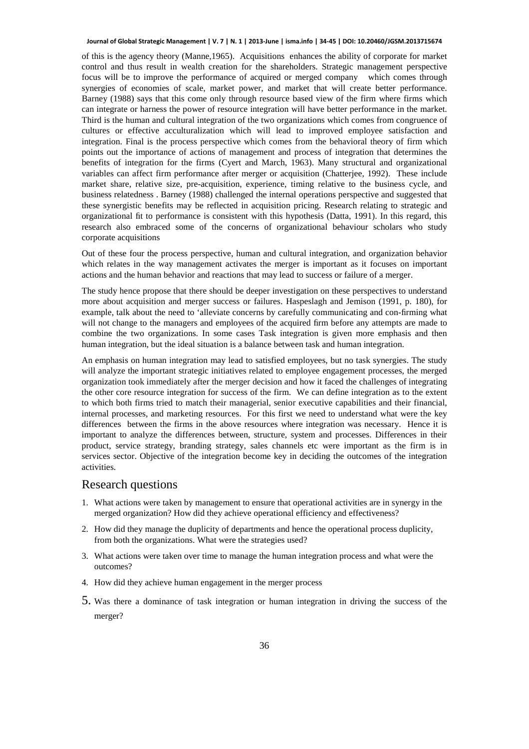of this is the agency theory (Manne,1965). Acquisitions enhances the ability of corporate for market control and thus result in wealth creation for the shareholders. Strategic management perspective focus will be to improve the performance of acquired or merged company which comes through synergies of economies of scale, market power, and market that will create better performance. Barney (1988) says that this come only through resource based view of the firm where firms which can integrate or harness the power of resource integration will have better performance in the market. Third is the human and cultural integration of the two organizations which comes from congruence of cultures or effective acculturalization which will lead to improved employee satisfaction and integration. Final is the process perspective which comes from the behavioral theory of firm which points out the importance of actions of management and process of integration that determines the benefits of integration for the firms (Cyert and March, 1963). Many structural and organizational variables can affect firm performance after merger or acquisition (Chatterjee, 1992). These include market share, relative size, pre-acquisition, experience, timing relative to the business cycle, and business relatedness . Barney (1988) challenged the internal operations perspective and suggested that these synergistic benefits may be reflected in acquisition pricing. Research relating to strategic and organizational fit to performance is consistent with this hypothesis (Datta, 1991). In this regard, this research also embraced some of the concerns of organizational behaviour scholars who study corporate acquisitions

Out of these four the process perspective, human and cultural integration, and organization behavior which relates in the way management activates the merger is important as it focuses on important actions and the human behavior and reactions that may lead to success or failure of a merger.

The study hence propose that there should be deeper investigation on these perspectives to understand more about acquisition and merger success or failures. Haspeslagh and Jemison (1991, p. 180), for example, talk about the need to 'alleviate concerns by carefully communicating and con-firming what will not change to the managers and employees of the acquired firm before any attempts are made to combine the two organizations. In some cases Task integration is given more emphasis and then human integration, but the ideal situation is a balance between task and human integration.

An emphasis on human integration may lead to satisfied employees, but no task synergies. The study will analyze the important strategic initiatives related to employee engagement processes, the merged organization took immediately after the merger decision and how it faced the challenges of integrating the other core resource integration for success of the firm. We can define integration as to the extent to which both firms tried to match their managerial, senior executive capabilities and their financial, internal processes, and marketing resources. For this first we need to understand what were the key differences between the firms in the above resources where integration was necessary. Hence it is important to analyze the differences between, structure, system and processes. Differences in their product, service strategy, branding strategy, sales channels etc were important as the firm is in services sector. Objective of the integration become key in deciding the outcomes of the integration activities.

## Research questions

1. What actions were taken by management to ensure that operational activities are in synergy in the merged organization? How did they achieve operational efficiency and effectiveness?
2. How did they manage the duplicity of departments and hence the operational process duplicity, from both the organizations. What were the strategies used?
3. What actions were taken over time to manage the human integration process and what were the outcomes?
4. How did they achieve human engagement in the merger process
5. Was there a dominance of task integration or human integration in driving the success of the merger?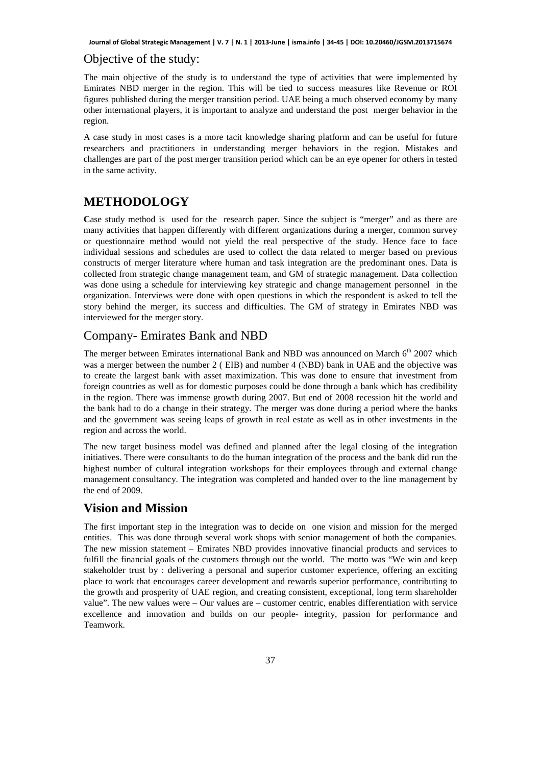## Objective of the study:

The main objective of the study is to understand the type of activities that were implemented by Emirates NBD merger in the region. This will be tied to success measures like Revenue or ROI figures published during the merger transition period. UAE being a much observed economy by many other international players, it is important to analyze and understand the post merger behavior in the region.

A case study in most cases is a more tacit knowledge sharing platform and can be useful for future researchers and practitioners in understanding merger behaviors in the region. Mistakes and challenges are part of the post merger transition period which can be an eye opener for others in tested in the same activity.

# METHODOLOGY

**C**ase study method is used for the research paper. Since the subject is "merger" and as there are many activities that happen differently with different organizations during a merger, common survey or questionnaire method would not yield the real perspective of the study. Hence face to face individual sessions and schedules are used to collect the data related to merger based on previous constructs of merger literature where human and task integration are the predominant ones. Data is collected from strategic change management team, and GM of strategic management. Data collection was done using a schedule for interviewing key strategic and change management personnel in the organization. Interviews were done with open questions in which the respondent is asked to tell the story behind the merger, its success and difficulties. The GM of strategy in Emirates NBD was interviewed for the merger story.

## Company- Emirates Bank and NBD

The merger between Emirates international Bank and NBD was announced on March 6th 2007 which was a merger between the number 2 ( EIB) and number 4 (NBD) bank in UAE and the objective was to create the largest bank with asset maximization. This was done to ensure that investment from foreign countries as well as for domestic purposes could be done through a bank which has credibility in the region. There was immense growth during 2007. But end of 2008 recession hit the world and the bank had to do a change in their strategy. The merger was done during a period where the banks and the government was seeing leaps of growth in real estate as well as in other investments in the region and across the world.

The new target business model was defined and planned after the legal closing of the integration initiatives. There were consultants to do the human integration of the process and the bank did run the highest number of cultural integration workshops for their employees through and external change management consultancy. The integration was completed and handed over to the line management by the end of 2009.

## Vision and Mission

The first important step in the integration was to decide on one vision and mission for the merged entities. This was done through several work shops with senior management of both the companies. The new mission statement – Emirates NBD provides innovative financial products and services to fulfill the financial goals of the customers through out the world. The motto was "We win and keep stakeholder trust by : delivering a personal and superior customer experience, offering an exciting place to work that encourages career development and rewards superior performance, contributing to the growth and prosperity of UAE region, and creating consistent, exceptional, long term shareholder value". The new values were – Our values are – customer centric, enables differentiation with service excellence and innovation and builds on our people- integrity, passion for performance and Teamwork.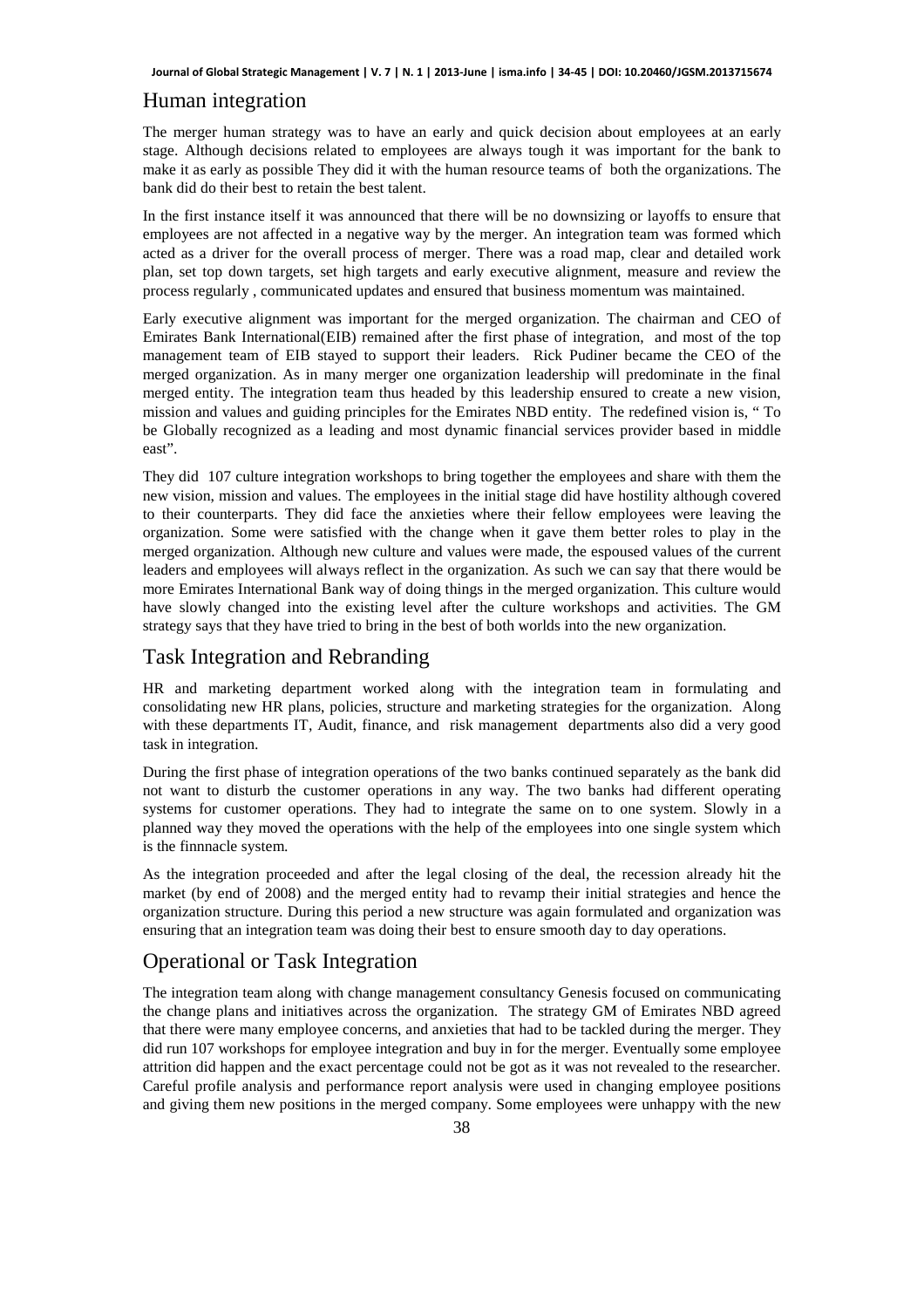## Human integration

The merger human strategy was to have an early and quick decision about employees at an early stage. Although decisions related to employees are always tough it was important for the bank to make it as early as possible They did it with the human resource teams of both the organizations. The bank did do their best to retain the best talent.

In the first instance itself it was announced that there will be no downsizing or layoffs to ensure that employees are not affected in a negative way by the merger. An integration team was formed which acted as a driver for the overall process of merger. There was a road map, clear and detailed work plan, set top down targets, set high targets and early executive alignment, measure and review the process regularly , communicated updates and ensured that business momentum was maintained.

Early executive alignment was important for the merged organization. The chairman and CEO of Emirates Bank International(EIB) remained after the first phase of integration, and most of the top management team of EIB stayed to support their leaders. Rick Pudiner became the CEO of the merged organization. As in many merger one organization leadership will predominate in the final merged entity. The integration team thus headed by this leadership ensured to create a new vision, mission and values and guiding principles for the Emirates NBD entity. The redefined vision is, " To be Globally recognized as a leading and most dynamic financial services provider based in middle east".

They did 107 culture integration workshops to bring together the employees and share with them the new vision, mission and values. The employees in the initial stage did have hostility although covered to their counterparts. They did face the anxieties where their fellow employees were leaving the organization. Some were satisfied with the change when it gave them better roles to play in the merged organization. Although new culture and values were made, the espoused values of the current leaders and employees will always reflect in the organization. As such we can say that there would be more Emirates International Bank way of doing things in the merged organization. This culture would have slowly changed into the existing level after the culture workshops and activities. The GM strategy says that they have tried to bring in the best of both worlds into the new organization.

## Task Integration and Rebranding

HR and marketing department worked along with the integration team in formulating and consolidating new HR plans, policies, structure and marketing strategies for the organization. Along with these departments IT, Audit, finance, and risk management departments also did a very good task in integration.

During the first phase of integration operations of the two banks continued separately as the bank did not want to disturb the customer operations in any way. The two banks had different operating systems for customer operations. They had to integrate the same on to one system. Slowly in a planned way they moved the operations with the help of the employees into one single system which is the finnnacle system.

As the integration proceeded and after the legal closing of the deal, the recession already hit the market (by end of 2008) and the merged entity had to revamp their initial strategies and hence the organization structure. During this period a new structure was again formulated and organization was ensuring that an integration team was doing their best to ensure smooth day to day operations.

## Operational or Task Integration

The integration team along with change management consultancy Genesis focused on communicating the change plans and initiatives across the organization. The strategy GM of Emirates NBD agreed that there were many employee concerns, and anxieties that had to be tackled during the merger. They did run 107 workshops for employee integration and buy in for the merger. Eventually some employee attrition did happen and the exact percentage could not be got as it was not revealed to the researcher. Careful profile analysis and performance report analysis were used in changing employee positions and giving them new positions in the merged company. Some employees were unhappy with the new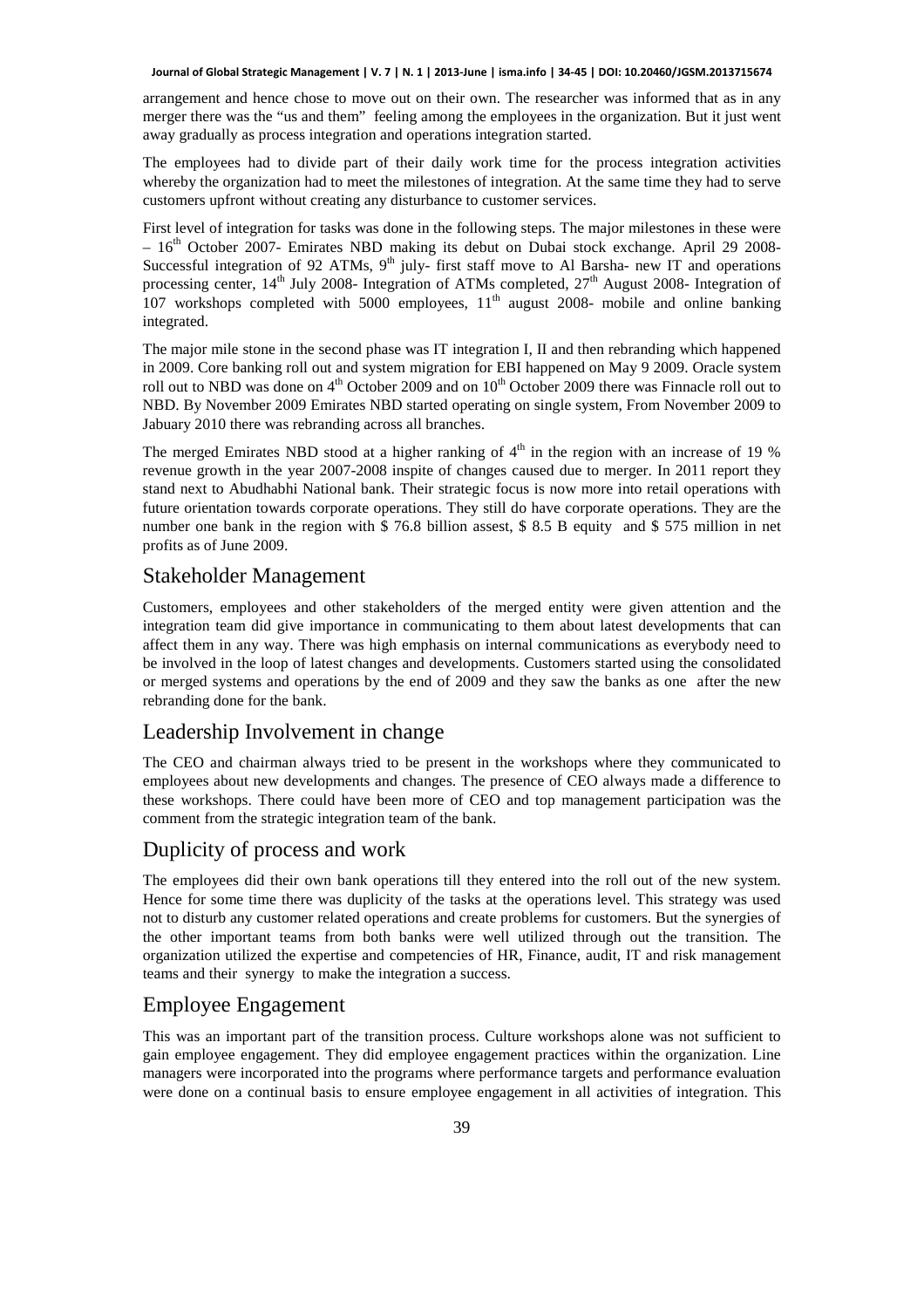arrangement and hence chose to move out on their own. The researcher was informed that as in any merger there was the "us and them" feeling among the employees in the organization. But it just went away gradually as process integration and operations integration started.

The employees had to divide part of their daily work time for the process integration activities whereby the organization had to meet the milestones of integration. At the same time they had to serve customers upfront without creating any disturbance to customer services.

First level of integration for tasks was done in the following steps. The major milestones in these were – 16th October 2007- Emirates NBD making its debut on Dubai stock exchange. April 29 2008- Successful integration of 92 ATMs, 9th july- first staff move to Al Barsha- new IT and operations processing center, 14th July 2008- Integration of ATMs completed, 27th August 2008- Integration of 107 workshops completed with 5000 employees, 11th august 2008- mobile and online banking integrated.

The major mile stone in the second phase was IT integration I, II and then rebranding which happened in 2009. Core banking roll out and system migration for EBI happened on May 9 2009. Oracle system roll out to NBD was done on 4th October 2009 and on 10th October 2009 there was Finnacle roll out to NBD. By November 2009 Emirates NBD started operating on single system, From November 2009 to Jabuary 2010 there was rebranding across all branches.

The merged Emirates NBD stood at a higher ranking of 4th in the region with an increase of 19 % revenue growth in the year 2007-2008 inspite of changes caused due to merger. In 2011 report they stand next to Abudhabhi National bank. Their strategic focus is now more into retail operations with future orientation towards corporate operations. They still do have corporate operations. They are the number one bank in the region with $ 76.8 billion assest, $ 8.5 B equity and $ 575 million in net profits as of June 2009.

## Stakeholder Management

Customers, employees and other stakeholders of the merged entity were given attention and the integration team did give importance in communicating to them about latest developments that can affect them in any way. There was high emphasis on internal communications as everybody need to be involved in the loop of latest changes and developments. Customers started using the consolidated or merged systems and operations by the end of 2009 and they saw the banks as one after the new rebranding done for the bank.

## Leadership Involvement in change

The CEO and chairman always tried to be present in the workshops where they communicated to employees about new developments and changes. The presence of CEO always made a difference to these workshops. There could have been more of CEO and top management participation was the comment from the strategic integration team of the bank.

## Duplicity of process and work

The employees did their own bank operations till they entered into the roll out of the new system. Hence for some time there was duplicity of the tasks at the operations level. This strategy was used not to disturb any customer related operations and create problems for customers. But the synergies of the other important teams from both banks were well utilized through out the transition. The organization utilized the expertise and competencies of HR, Finance, audit, IT and risk management teams and their synergy to make the integration a success.

## Employee Engagement

This was an important part of the transition process. Culture workshops alone was not sufficient to gain employee engagement. They did employee engagement practices within the organization. Line managers were incorporated into the programs where performance targets and performance evaluation were done on a continual basis to ensure employee engagement in all activities of integration. This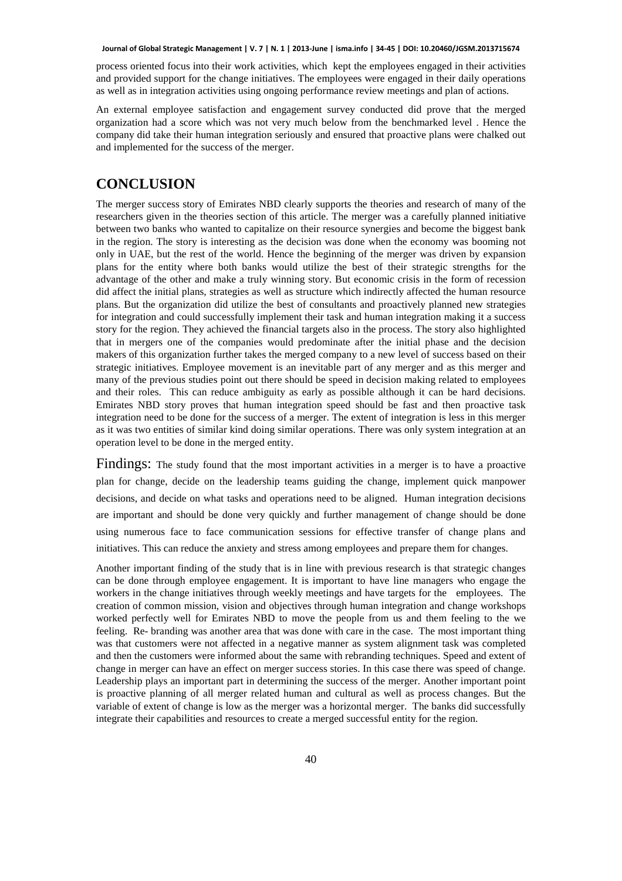process oriented focus into their work activities, which kept the employees engaged in their activities and provided support for the change initiatives. The employees were engaged in their daily operations as well as in integration activities using ongoing performance review meetings and plan of actions.

An external employee satisfaction and engagement survey conducted did prove that the merged organization had a score which was not very much below from the benchmarked level . Hence the company did take their human integration seriously and ensured that proactive plans were chalked out and implemented for the success of the merger.

## CONCLUSION

The merger success story of Emirates NBD clearly supports the theories and research of many of the researchers given in the theories section of this article. The merger was a carefully planned initiative between two banks who wanted to capitalize on their resource synergies and become the biggest bank in the region. The story is interesting as the decision was done when the economy was booming not only in UAE, but the rest of the world. Hence the beginning of the merger was driven by expansion plans for the entity where both banks would utilize the best of their strategic strengths for the advantage of the other and make a truly winning story. But economic crisis in the form of recession did affect the initial plans, strategies as well as structure which indirectly affected the human resource plans. But the organization did utilize the best of consultants and proactively planned new strategies for integration and could successfully implement their task and human integration making it a success story for the region. They achieved the financial targets also in the process. The story also highlighted that in mergers one of the companies would predominate after the initial phase and the decision makers of this organization further takes the merged company to a new level of success based on their strategic initiatives. Employee movement is an inevitable part of any merger and as this merger and many of the previous studies point out there should be speed in decision making related to employees and their roles. This can reduce ambiguity as early as possible although it can be hard decisions. Emirates NBD story proves that human integration speed should be fast and then proactive task integration need to be done for the success of a merger. The extent of integration is less in this merger as it was two entities of similar kind doing similar operations. There was only system integration at an operation level to be done in the merged entity.

Findings: The study found that the most important activities in a merger is to have a proactive plan for change, decide on the leadership teams guiding the change, implement quick manpower decisions, and decide on what tasks and operations need to be aligned. Human integration decisions are important and should be done very quickly and further management of change should be done using numerous face to face communication sessions for effective transfer of change plans and initiatives. This can reduce the anxiety and stress among employees and prepare them for changes.

Another important finding of the study that is in line with previous research is that strategic changes can be done through employee engagement. It is important to have line managers who engage the workers in the change initiatives through weekly meetings and have targets for the employees. The creation of common mission, vision and objectives through human integration and change workshops worked perfectly well for Emirates NBD to move the people from us and them feeling to the we feeling. Re- branding was another area that was done with care in the case. The most important thing was that customers were not affected in a negative manner as system alignment task was completed and then the customers were informed about the same with rebranding techniques. Speed and extent of change in merger can have an effect on merger success stories. In this case there was speed of change. Leadership plays an important part in determining the success of the merger. Another important point is proactive planning of all merger related human and cultural as well as process changes. But the variable of extent of change is low as the merger was a horizontal merger. The banks did successfully integrate their capabilities and resources to create a merged successful entity for the region.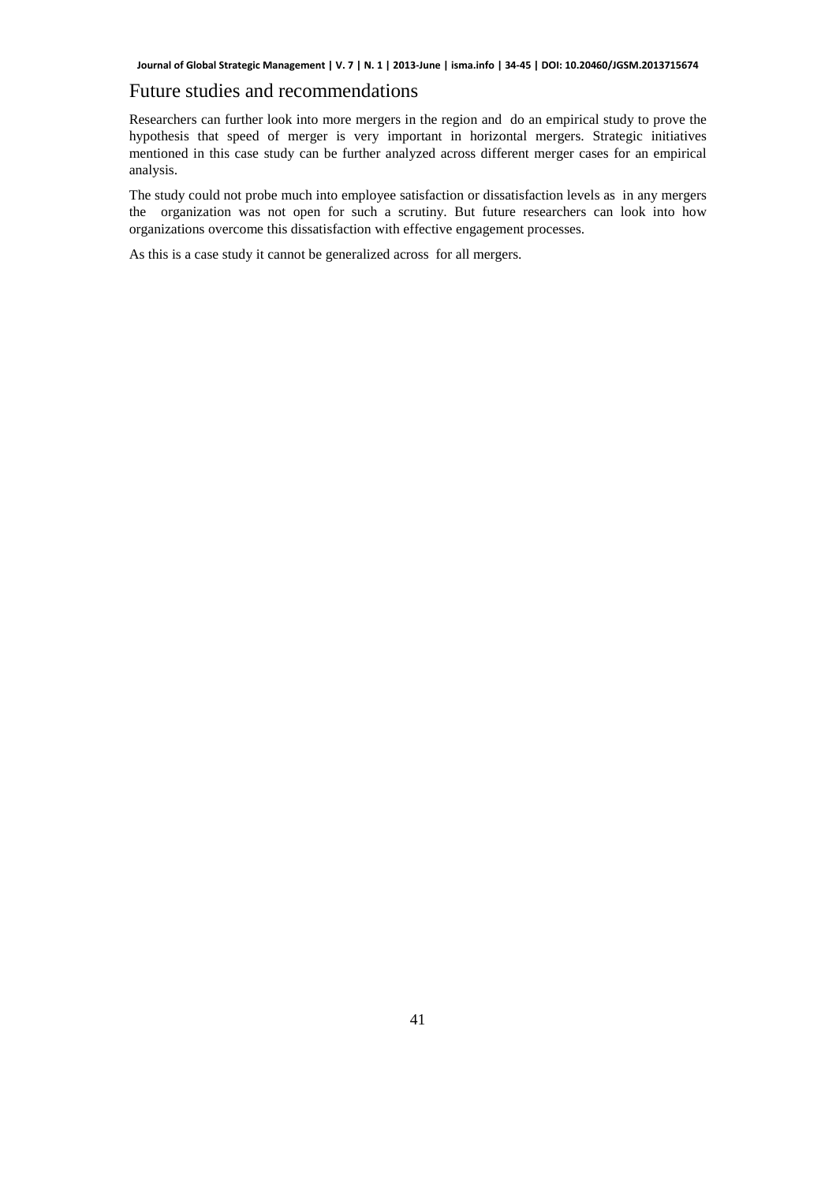## Future studies and recommendations

Researchers can further look into more mergers in the region and do an empirical study to prove the hypothesis that speed of merger is very important in horizontal mergers. Strategic initiatives mentioned in this case study can be further analyzed across different merger cases for an empirical analysis.

The study could not probe much into employee satisfaction or dissatisfaction levels as in any mergers the organization was not open for such a scrutiny. But future researchers can look into how organizations overcome this dissatisfaction with effective engagement processes.

As this is a case study it cannot be generalized across for all mergers.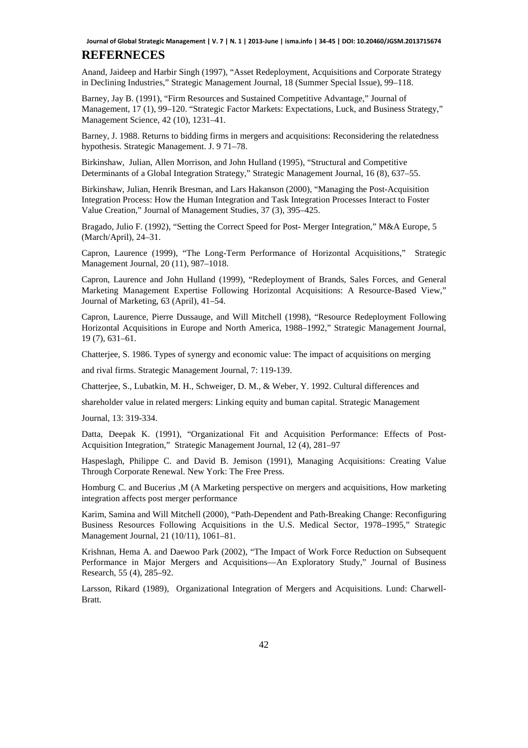## REFERNECES

Anand, Jaideep and Harbir Singh (1997), "Asset Redeployment, Acquisitions and Corporate Strategy in Declining Industries," Strategic Management Journal, 18 (Summer Special Issue), 99–118.

Barney, Jay B. (1991), "Firm Resources and Sustained Competitive Advantage," Journal of Management, 17 (1), 99–120. "Strategic Factor Markets: Expectations, Luck, and Business Strategy," Management Science, 42 (10), 1231–41.

Barney, J. 1988. Returns to bidding firms in mergers and acquisitions: Reconsidering the relatedness hypothesis. Strategic Management. J. 9 71–78.

Birkinshaw, Julian, Allen Morrison, and John Hulland (1995), "Structural and Competitive Determinants of a Global Integration Strategy," Strategic Management Journal, 16 (8), 637–55.

Birkinshaw, Julian, Henrik Bresman, and Lars Hakanson (2000), "Managing the Post-Acquisition Integration Process: How the Human Integration and Task Integration Processes Interact to Foster Value Creation," Journal of Management Studies, 37 (3), 395–425.

Bragado, Julio F. (1992), "Setting the Correct Speed for Post- Merger Integration," M&A Europe, 5 (March/April), 24–31.

Capron, Laurence (1999), "The Long-Term Performance of Horizontal Acquisitions," Strategic Management Journal, 20 (11), 987–1018.

Capron, Laurence and John Hulland (1999), "Redeployment of Brands, Sales Forces, and General Marketing Management Expertise Following Horizontal Acquisitions: A Resource-Based View," Journal of Marketing, 63 (April), 41–54.

Capron, Laurence, Pierre Dussauge, and Will Mitchell (1998), "Resource Redeployment Following Horizontal Acquisitions in Europe and North America, 1988–1992," Strategic Management Journal, 19 (7), 631–61.

Chatterjee, S. 1986. Types of synergy and economic value: The impact of acquisitions on merging and rival firms. Strategic Management Journal, 7: 119-139.

Chatterjee, S., Lubatkin, M. H., Schweiger, D. M., & Weber, Y. 1992. Cultural differences and shareholder value in related mergers: Linking equity and buman capital. Strategic Management Journal, 13: 319-334.

Datta, Deepak K. (1991), "Organizational Fit and Acquisition Performance: Effects of Post-Acquisition Integration," Strategic Management Journal, 12 (4), 281–97

Haspeslagh, Philippe C. and David B. Jemison (1991), Managing Acquisitions: Creating Value Through Corporate Renewal. New York: The Free Press.

Homburg C. and Bucerius ,M (A Marketing perspective on mergers and acquisitions, How marketing integration affects post merger performance

Karim, Samina and Will Mitchell (2000), "Path-Dependent and Path-Breaking Change: Reconfiguring Business Resources Following Acquisitions in the U.S. Medical Sector, 1978–1995," Strategic Management Journal, 21 (10/11), 1061–81.

Krishnan, Hema A. and Daewoo Park (2002), "The Impact of Work Force Reduction on Subsequent Performance in Major Mergers and Acquisitions—An Exploratory Study," Journal of Business Research, 55 (4), 285–92.

Larsson, Rikard (1989), Organizational Integration of Mergers and Acquisitions. Lund: Charwell-Bratt.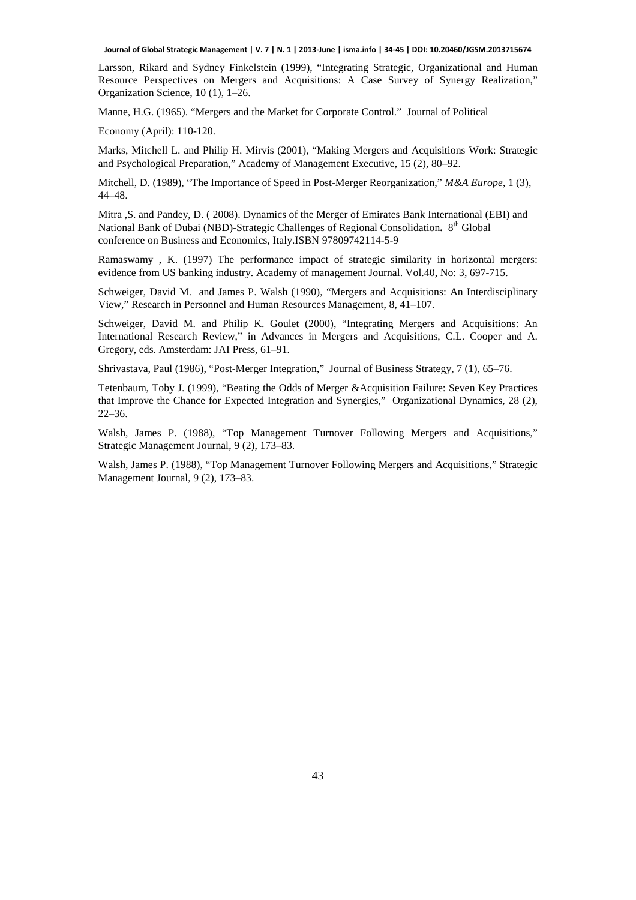Larsson, Rikard and Sydney Finkelstein (1999), "Integrating Strategic, Organizational and Human Resource Perspectives on Mergers and Acquisitions: A Case Survey of Synergy Realization," Organization Science, 10 (1), 1–26.

Manne, H.G. (1965). "Mergers and the Market for Corporate Control." Journal of Political

Economy (April): 110-120.

Marks, Mitchell L. and Philip H. Mirvis (2001), "Making Mergers and Acquisitions Work: Strategic and Psychological Preparation," Academy of Management Executive, 15 (2), 80–92.

Mitchell, D. (1989), "The Importance of Speed in Post-Merger Reorganization," *M&A Europe*, 1 (3), 44–48.

Mitra ,S. and Pandey, D. ( 2008). Dynamics of the Merger of Emirates Bank International (EBI) and National Bank of Dubai (NBD)-Strategic Challenges of Regional Consolidation**.** 8th Global conference on Business and Economics, Italy.ISBN 97809742114-5-9

Ramaswamy , K. (1997) The performance impact of strategic similarity in horizontal mergers: evidence from US banking industry. Academy of management Journal. Vol.40, No: 3, 697-715.

Schweiger, David M. and James P. Walsh (1990), "Mergers and Acquisitions: An Interdisciplinary View," Research in Personnel and Human Resources Management, 8, 41–107.

Schweiger, David M. and Philip K. Goulet (2000), "Integrating Mergers and Acquisitions: An International Research Review," in Advances in Mergers and Acquisitions, C.L. Cooper and A. Gregory, eds. Amsterdam: JAI Press, 61–91.

Shrivastava, Paul (1986), "Post-Merger Integration," Journal of Business Strategy, 7 (1), 65–76.

Tetenbaum, Toby J. (1999), "Beating the Odds of Merger &Acquisition Failure: Seven Key Practices that Improve the Chance for Expected Integration and Synergies," Organizational Dynamics, 28 (2), 22–36.

Walsh, James P. (1988), "Top Management Turnover Following Mergers and Acquisitions," Strategic Management Journal, 9 (2), 173–83.

Walsh, James P. (1988), "Top Management Turnover Following Mergers and Acquisitions," Strategic Management Journal, 9 (2), 173–83.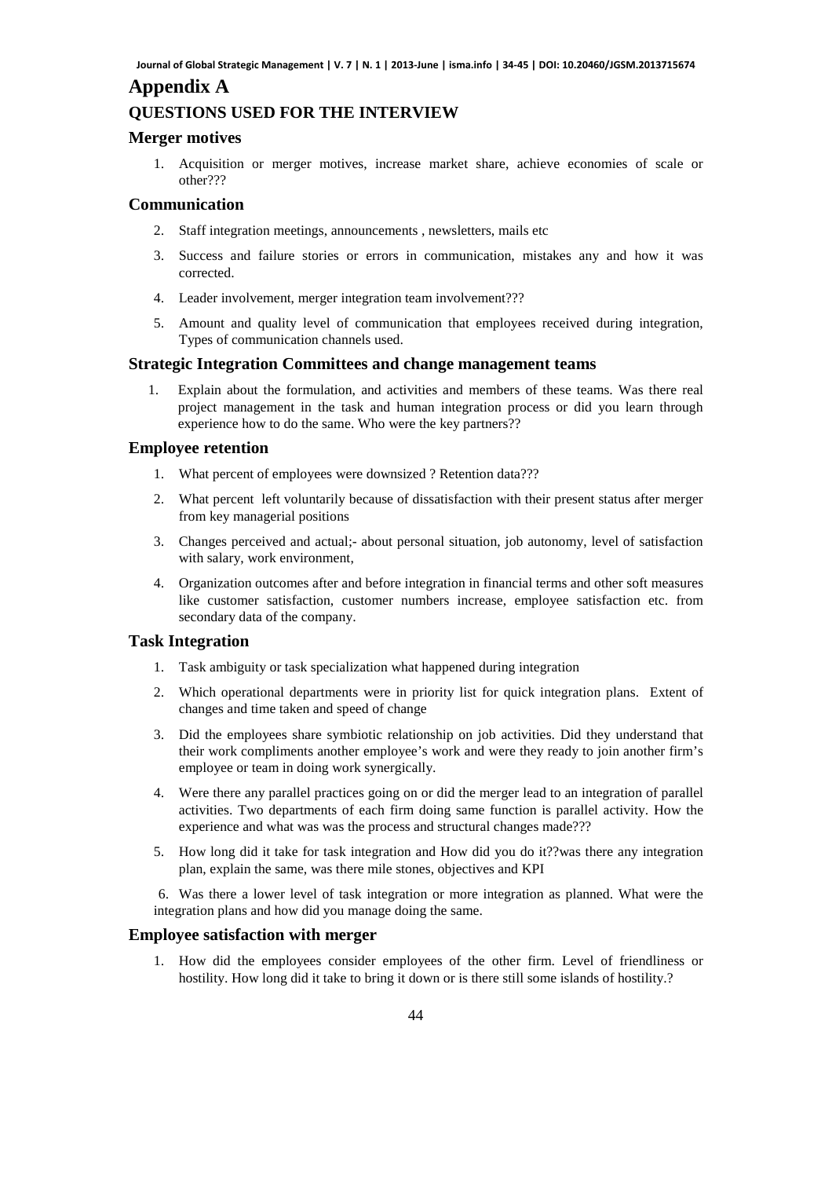# Appendix A

## QUESTIONS USED FOR THE INTERVIEW

### Merger motives

1. Acquisition or merger motives, increase market share, achieve economies of scale or other???

### Communication

2. Staff integration meetings, announcements , newsletters, mails etc
3. Success and failure stories or errors in communication, mistakes any and how it was corrected.
4. Leader involvement, merger integration team involvement???
5. Amount and quality level of communication that employees received during integration, Types of communication channels used.

### Strategic Integration Committees and change management teams

1. Explain about the formulation, and activities and members of these teams. Was there real project management in the task and human integration process or did you learn through experience how to do the same. Who were the key partners??

### Employee retention

1. What percent of employees were downsized ? Retention data???
2. What percent left voluntarily because of dissatisfaction with their present status after merger from key managerial positions
3. Changes perceived and actual;- about personal situation, job autonomy, level of satisfaction with salary, work environment,
4. Organization outcomes after and before integration in financial terms and other soft measures like customer satisfaction, customer numbers increase, employee satisfaction etc. from secondary data of the company.

### Task Integration

1. Task ambiguity or task specialization what happened during integration
2. Which operational departments were in priority list for quick integration plans. Extent of changes and time taken and speed of change
3. Did the employees share symbiotic relationship on job activities. Did they understand that their work compliments another employee's work and were they ready to join another firm's employee or team in doing work synergically.
4. Were there any parallel practices going on or did the merger lead to an integration of parallel activities. Two departments of each firm doing same function is parallel activity. How the experience and what was was the process and structural changes made???
5. How long did it take for task integration and How did you do it??was there any integration plan, explain the same, was there mile stones, objectives and KPI
6. Was there a lower level of task integration or more integration as planned. What were the integration plans and how did you manage doing the same.

### Employee satisfaction with merger

1. How did the employees consider employees of the other firm. Level of friendliness or hostility. How long did it take to bring it down or is there still some islands of hostility.?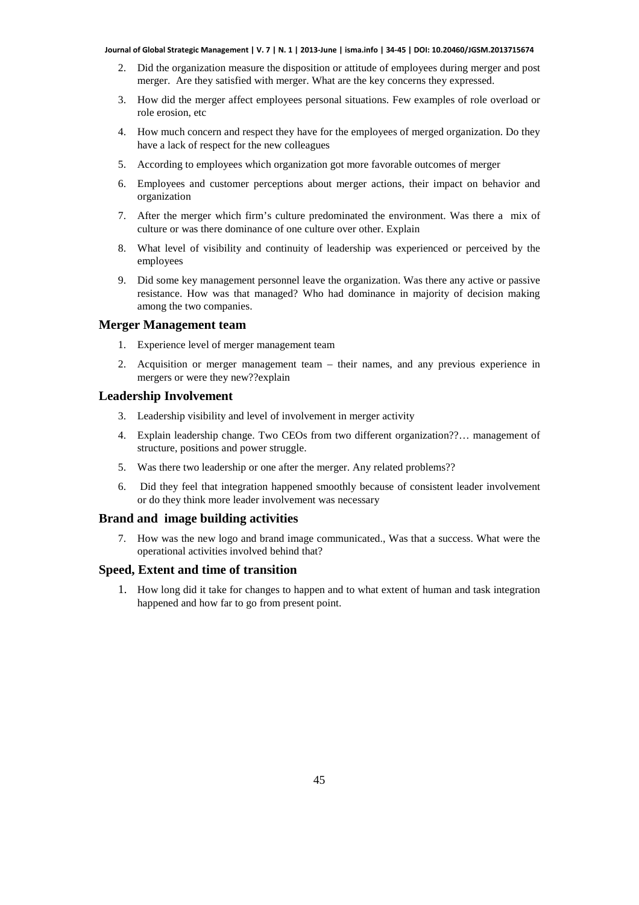2. Did the organization measure the disposition or attitude of employees during merger and post merger. Are they satisfied with merger. What are the key concerns they expressed.

3. How did the merger affect employees personal situations. Few examples of role overload or role erosion, etc

4. How much concern and respect they have for the employees of merged organization. Do they have a lack of respect for the new colleagues

5. According to employees which organization got more favorable outcomes of merger

6. Employees and customer perceptions about merger actions, their impact on behavior and organization

7. After the merger which firm's culture predominated the environment. Was there a mix of culture or was there dominance of one culture over other. Explain

8. What level of visibility and continuity of leadership was experienced or perceived by the employees

9. Did some key management personnel leave the organization. Was there any active or passive resistance. How was that managed? Who had dominance in majority of decision making among the two companies.

### Merger Management team

1. Experience level of merger management team

2. Acquisition or merger management team – their names, and any previous experience in mergers or were they new??explain

### Leadership Involvement

3. Leadership visibility and level of involvement in merger activity

4. Explain leadership change. Two CEOs from two different organization??… management of structure, positions and power struggle.

5. Was there two leadership or one after the merger. Any related problems??

6. Did they feel that integration happened smoothly because of consistent leader involvement or do they think more leader involvement was necessary

### Brand and image building activities

7. How was the new logo and brand image communicated., Was that a success. What were the operational activities involved behind that?

### Speed, Extent and time of transition

1. How long did it take for changes to happen and to what extent of human and task integration happened and how far to go from present point.